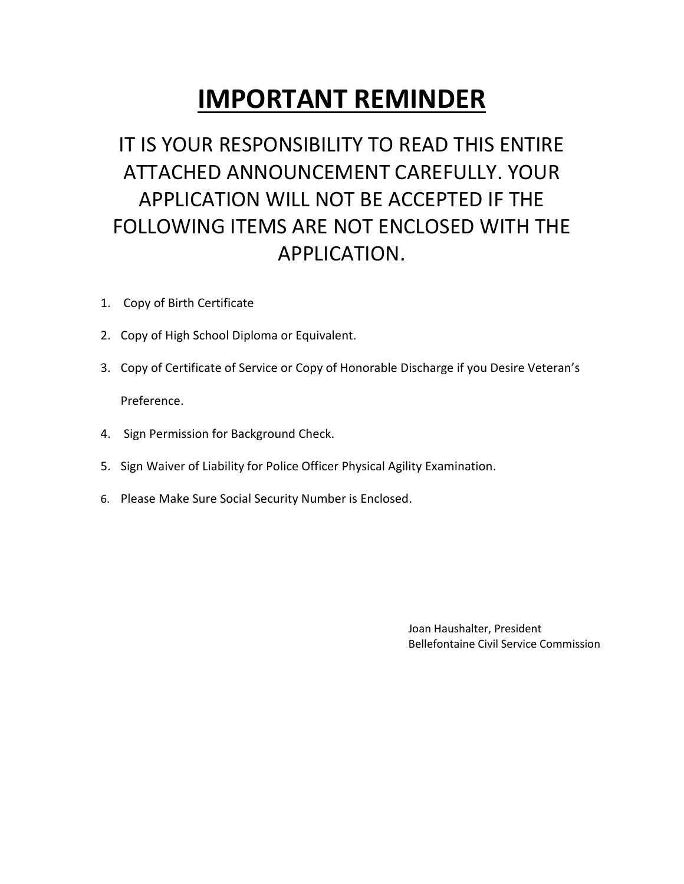# IMPORTANT REMINDER

IT IS YOUR RESPONSIBILITY TO READ THIS ENTIRE ATTACHED ANNOUNCEMENT CAREFULLY. YOUR APPLICATION WILL NOT BE ACCEPTED IF THE FOLLOWING ITEMS ARE NOT ENCLOSED WITH THE APPLICATION.

1. Copy of Birth Certificate
2. Copy of High School Diploma or Equivalent.
3. Copy of Certificate of Service or Copy of Honorable Discharge if you Desire Veteran's Preference.
4. Sign Permission for Background Check.
5. Sign Waiver of Liability for Police Officer Physical Agility Examination.
6. Please Make Sure Social Security Number is Enclosed.

Joan Haushalter, President
Bellefontaine Civil Service Commission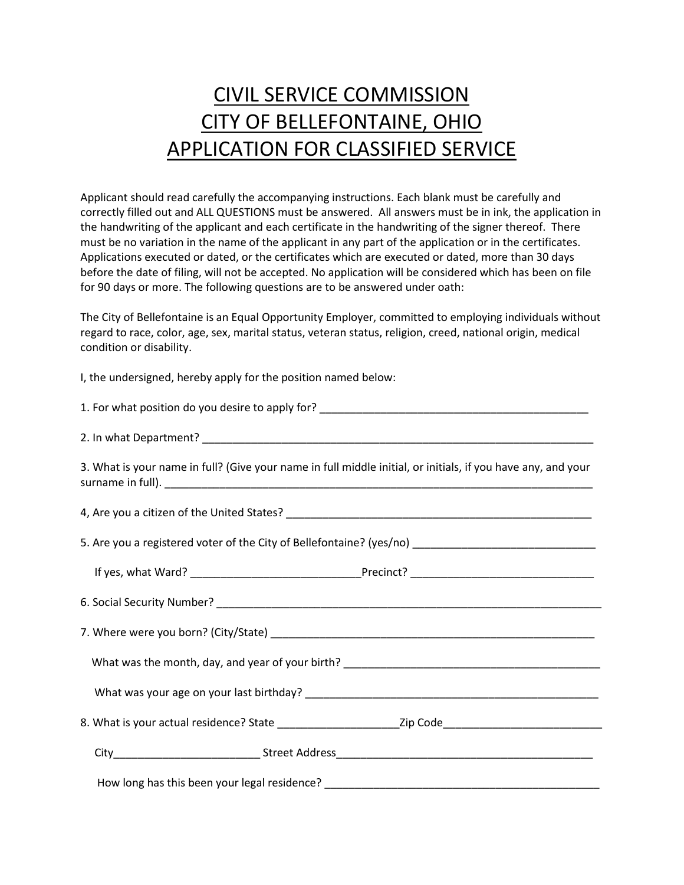# CIVIL SERVICE COMMISSION
# CITY OF BELLEFONTAINE, OHIO
# APPLICATION FOR CLASSIFIED SERVICE

Applicant should read carefully the accompanying instructions. Each blank must be carefully and correctly filled out and ALL QUESTIONS must be answered. All answers must be in ink, the application in the handwriting of the applicant and each certificate in the handwriting of the signer thereof. There must be no variation in the name of the applicant in any part of the application or in the certificates. Applications executed or dated, or the certificates which are executed or dated, more than 30 days before the date of filing, will not be accepted. No application will be considered which has been on file for 90 days or more. The following questions are to be answered under oath:

The City of Bellefontaine is an Equal Opportunity Employer, committed to employing individuals without regard to race, color, age, sex, marital status, veteran status, religion, creed, national origin, medical condition or disability.

I, the undersigned, hereby apply for the position named below:

1. For what position do you desire to apply for? _____________________________________________

2. In what Department? _________________________________________________________________

3. What is your name in full? (Give your name in full middle initial, or initials, if you have any, and your surname in full). _________________________________________________________________________

4, Are you a citizen of the United States? ___________________________________________________

5. Are you a registered voter of the City of Bellefontaine? (yes/no) ______________________________

   If yes, what Ward? ___________________________Precinct? ______________________________

6. Social Security Number? ______________________________________________________________

7. Where were you born? (City/State) _____________________________________________________

   What was the month, day, and year of your birth? __________________________________________

   What was your age on your last birthday? _________________________________________________

8. What is your actual residence? State ___________________Zip Code_________________________

   City________________________ Street Address___________________________________________

   How long has this been your legal residence? ______________________________________________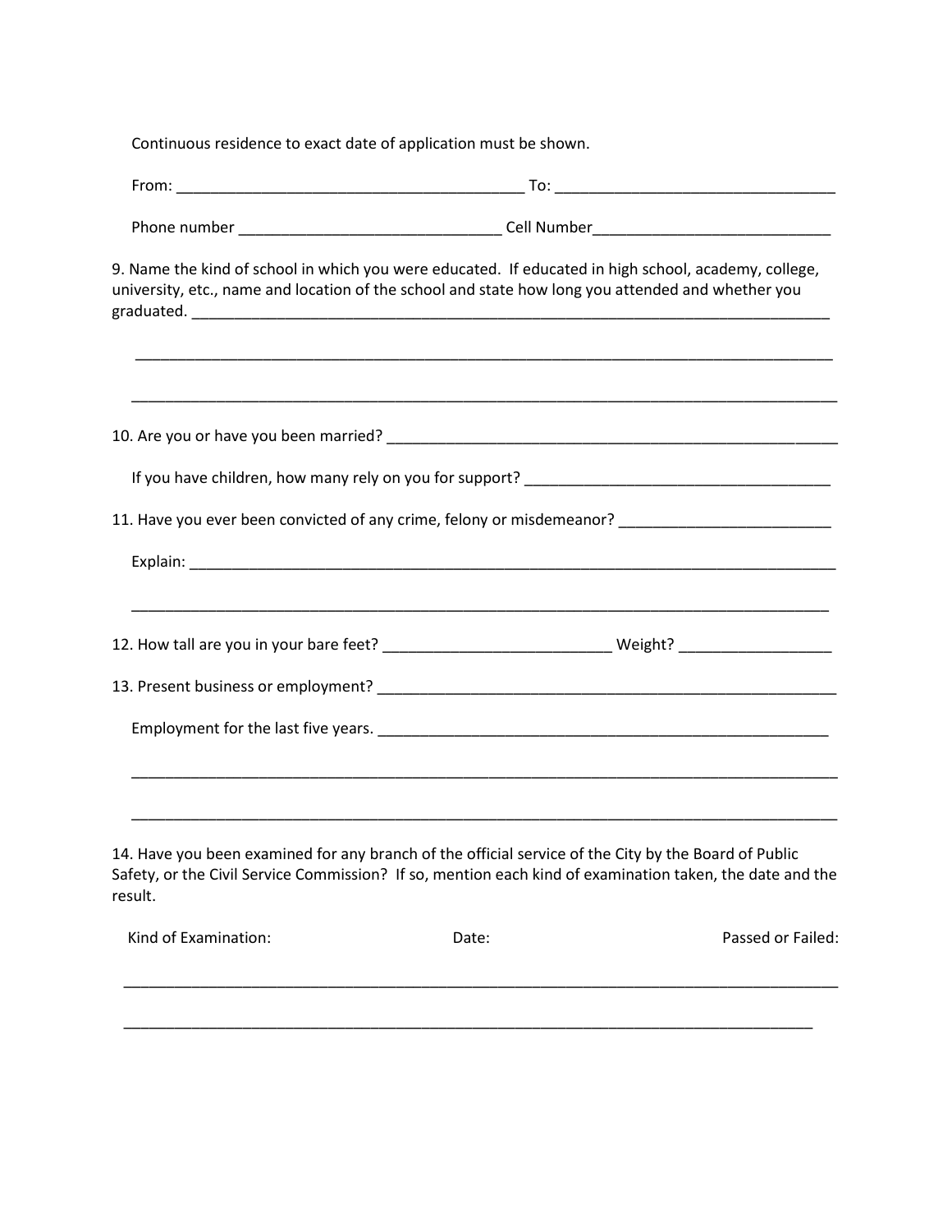Continuous residence to exact date of application must be shown.

From: ________________________________________ To: ________________________________

Phone number ______________________________ Cell Number____________________________

9. Name the kind of school in which you were educated. If educated in high school, academy, college, university, etc., name and location of the school and state how long you attended and whether you graduated. ___________________________________________________________________________

___________________________________________________________________________________

___________________________________________________________________________________

10. Are you or have you been married? ____________________________________________________

If you have children, how many rely on you for support? ____________________________________

11. Have you ever been convicted of any crime, felony or misdemeanor? _________________________

Explain: __________________________________________________________________________

___________________________________________________________________________________

12. How tall are you in your bare feet? __________________________ Weight? _________________

13. Present business or employment? ____________________________________________________

Employment for the last five years. ____________________________________________________

___________________________________________________________________________________

___________________________________________________________________________________

14. Have you been examined for any branch of the official service of the City by the Board of Public Safety, or the Civil Service Commission? If so, mention each kind of examination taken, the date and the result.

Kind of Examination: Date: Passed or Failed:

___________________________________________________________________________________

___________________________________________________________________________________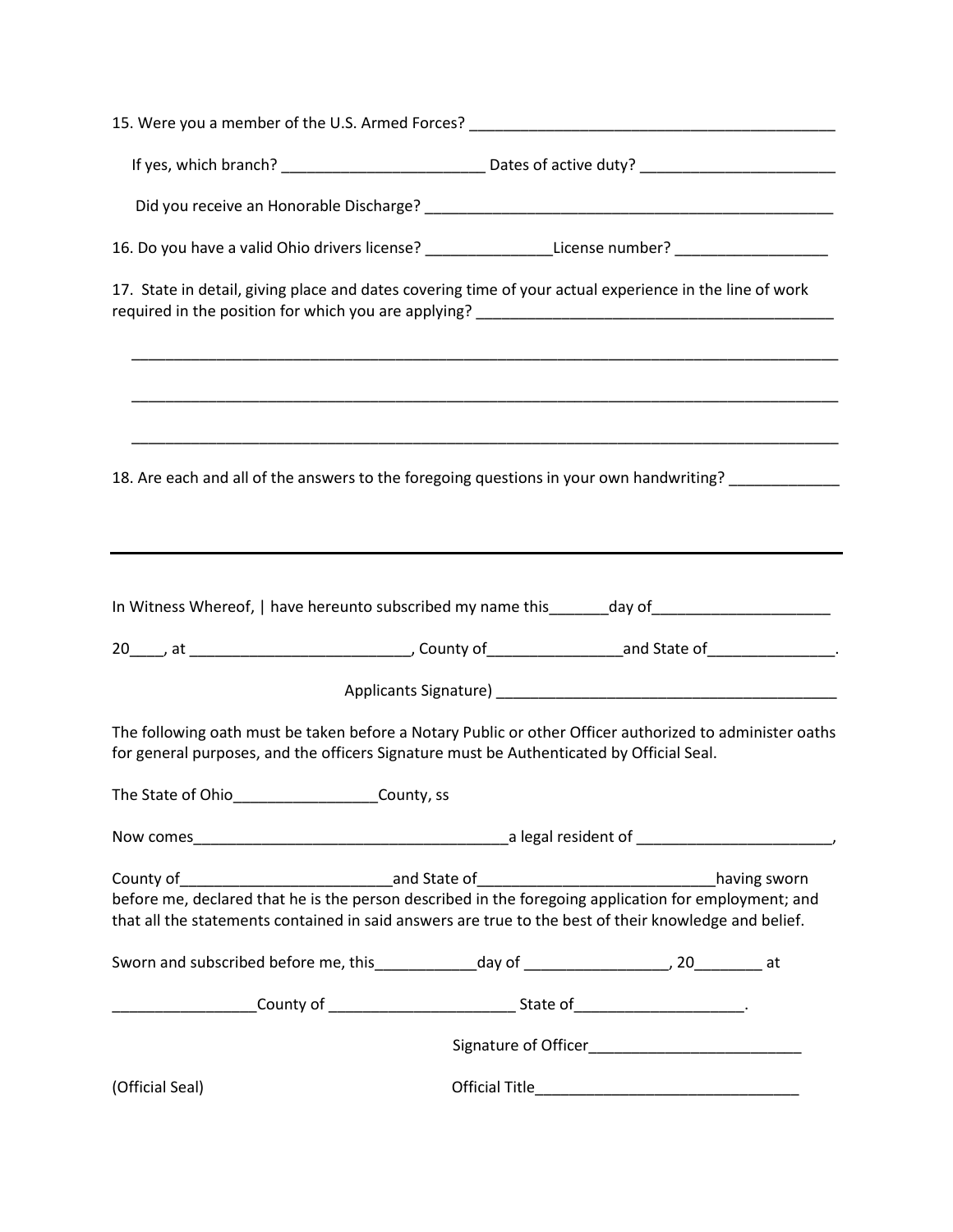15. Were you a member of the U.S. Armed Forces? ____________________________________________

If yes, which branch? ________________________ Dates of active duty? _______________________

Did you receive an Honorable Discharge? __________________________________________________

16. Do you have a valid Ohio drivers license? _______________License number? __________________

17. State in detail, giving place and dates covering time of your actual experience in the line of work required in the position for which you are applying? __________________________________________

_____________________________________________________________________________________

_____________________________________________________________________________________

_____________________________________________________________________________________

18. Are each and all of the answers to the foregoing questions in your own handwriting? _____________

---

In Witness Whereof, | have hereunto subscribed my name this_______day of____________________

20____, at __________________________, County of_______________and State of_______________.

Applicants Signature) ________________________________________

The following oath must be taken before a Notary Public or other Officer authorized to administer oaths for general purposes, and the officers Signature must be Authenticated by Official Seal.

The State of Ohio_________________County, ss

Now comes_____________________________________a legal resident of _______________________,

County of_________________________and State of___________________________having sworn before me, declared that he is the person described in the foregoing application for employment; and that all the statements contained in said answers are true to the best of their knowledge and belief.

Sworn and subscribed before me, this____________day of _________________, 20________ at

_________________County of ______________________ State of____________________.

Signature of Officer_________________________

(Official Seal)

Official Title_______________________________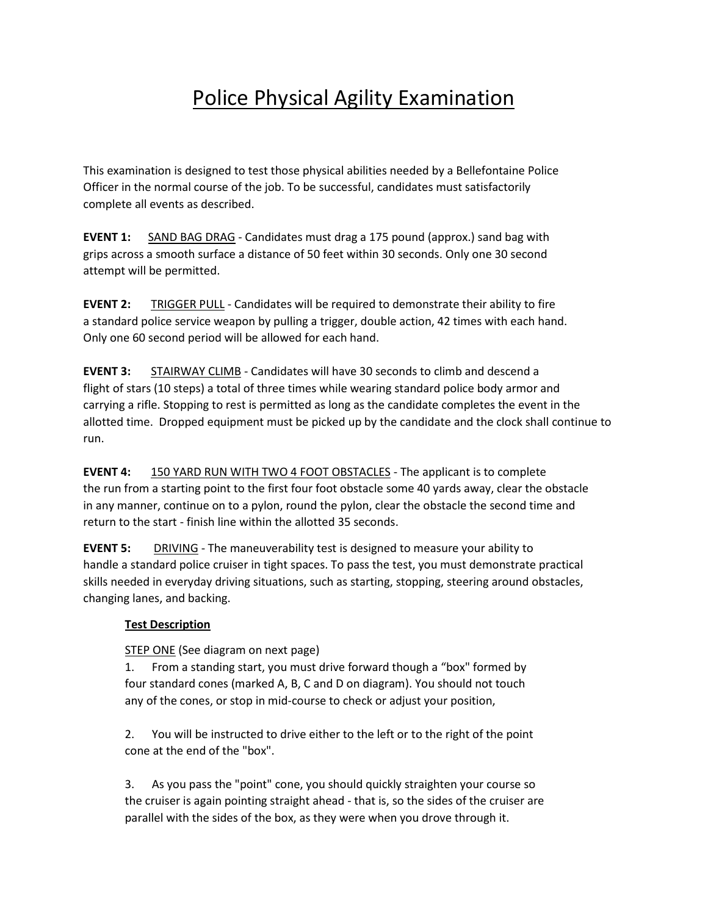# Police Physical Agility Examination

This examination is designed to test those physical abilities needed by a Bellefontaine Police Officer in the normal course of the job. To be successful, candidates must satisfactorily complete all events as described.

**EVENT 1:** SAND BAG DRAG - Candidates must drag a 175 pound (approx.) sand bag with grips across a smooth surface a distance of 50 feet within 30 seconds. Only one 30 second attempt will be permitted.

**EVENT 2:** TRIGGER PULL - Candidates will be required to demonstrate their ability to fire a standard police service weapon by pulling a trigger, double action, 42 times with each hand. Only one 60 second period will be allowed for each hand.

**EVENT 3:** STAIRWAY CLIMB - Candidates will have 30 seconds to climb and descend a flight of stars (10 steps) a total of three times while wearing standard police body armor and carrying a rifle. Stopping to rest is permitted as long as the candidate completes the event in the allotted time. Dropped equipment must be picked up by the candidate and the clock shall continue to run.

**EVENT 4:** 150 YARD RUN WITH TWO 4 FOOT OBSTACLES - The applicant is to complete the run from a starting point to the first four foot obstacle some 40 yards away, clear the obstacle in any manner, continue on to a pylon, round the pylon, clear the obstacle the second time and return to the start - finish line within the allotted 35 seconds.

**EVENT 5:** DRIVING - The maneuverability test is designed to measure your ability to handle a standard police cruiser in tight spaces. To pass the test, you must demonstrate practical skills needed in everyday driving situations, such as starting, stopping, steering around obstacles, changing lanes, and backing.

**Test Description**

STEP ONE (See diagram on next page)

1. From a standing start, you must drive forward though a "box" formed by four standard cones (marked A, B, C and D on diagram). You should not touch any of the cones, or stop in mid-course to check or adjust your position,

2. You will be instructed to drive either to the left or to the right of the point cone at the end of the "box".

3. As you pass the "point" cone, you should quickly straighten your course so the cruiser is again pointing straight ahead - that is, so the sides of the cruiser are parallel with the sides of the box, as they were when you drove through it.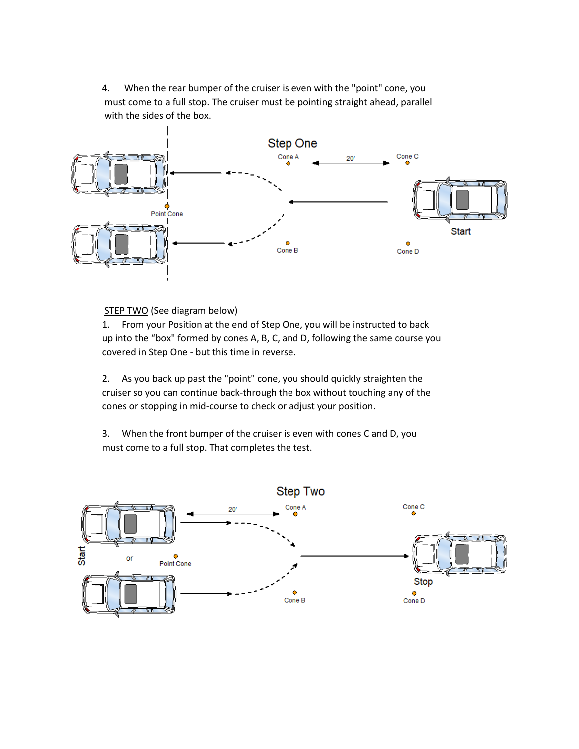4. When the rear bumper of the cruiser is even with the "point" cone, you must come to a full stop. The cruiser must be pointing straight ahead, parallel with the sides of the box.

Step One

Cone A — 20' — Cone C

Point Cone

Start

Cone B — Cone D

STEP TWO (See diagram below)

1. From your Position at the end of Step One, you will be instructed to back up into the "box" formed by cones A, B, C, and D, following the same course you covered in Step One - but this time in reverse.

2. As you back up past the "point" cone, you should quickly straighten the cruiser so you can continue back-through the box without touching any of the cones or stopping in mid-course to check or adjust your position.

3. When the front bumper of the cruiser is even with cones C and D, you must come to a full stop. That completes the test.

Step Two

20' — Cone A — Cone C

Start — or — Point Cone

Stop

Cone B — Cone D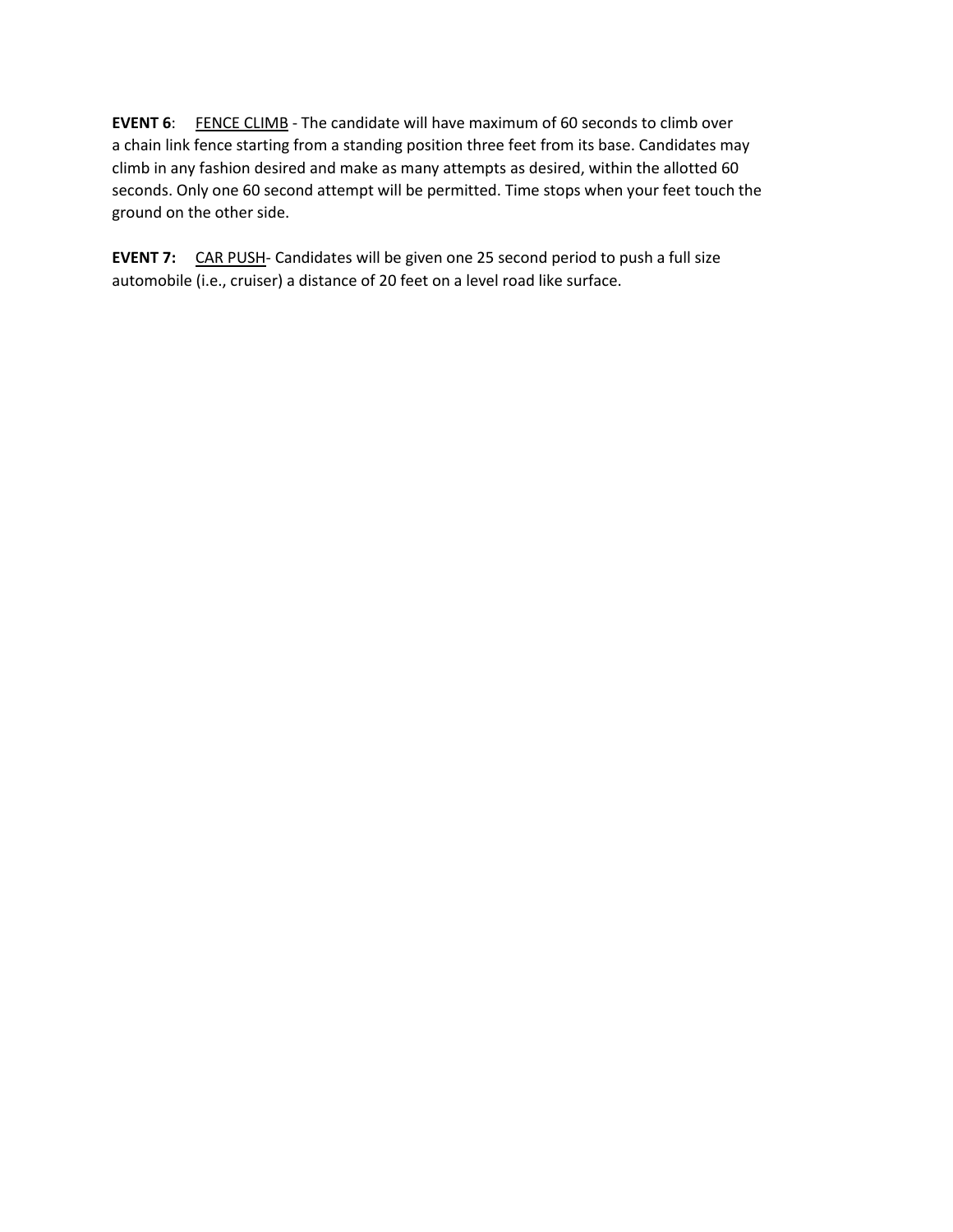**EVENT 6**: <u>FENCE CLIMB</u> - The candidate will have maximum of 60 seconds to climb over a chain link fence starting from a standing position three feet from its base. Candidates may climb in any fashion desired and make as many attempts as desired, within the allotted 60 seconds. Only one 60 second attempt will be permitted. Time stops when your feet touch the ground on the other side.

**EVENT 7:** <u>CAR PUSH</u>- Candidates will be given one 25 second period to push a full size automobile (i.e., cruiser) a distance of 20 feet on a level road like surface.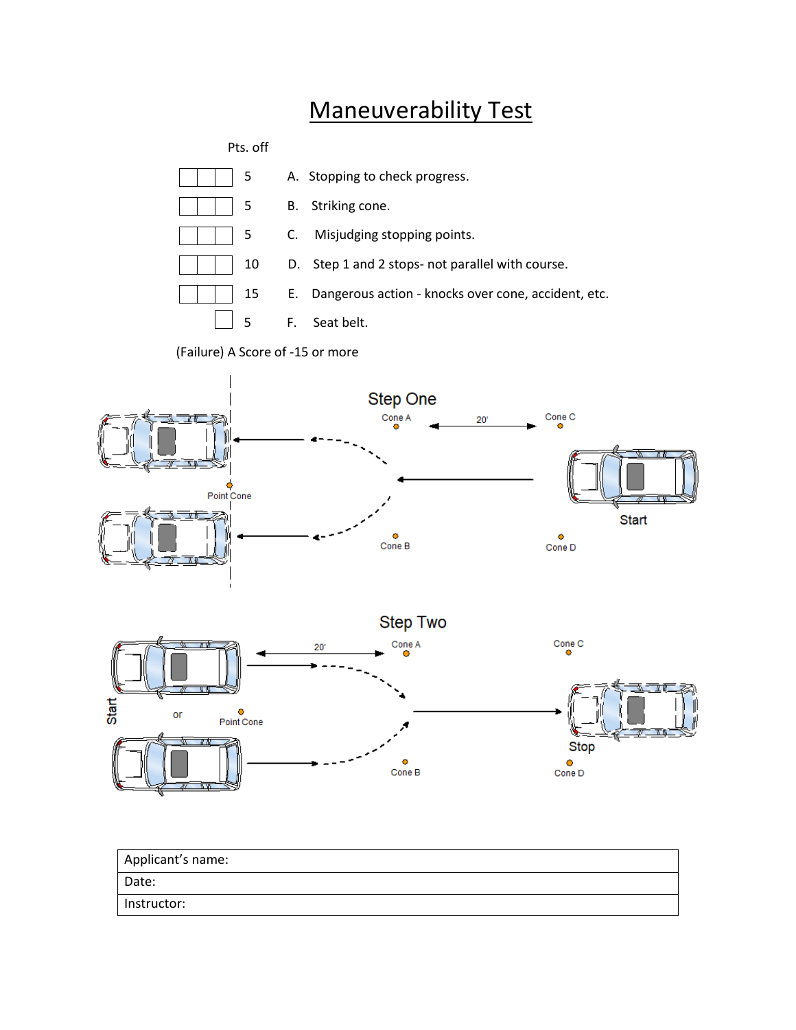# Maneuverability Test

| | Pts. off | |
|---|---|---|
| ☐☐☐ | 5 | A. Stopping to check progress. |
| ☐☐☐ | 5 | B. Striking cone. |
| ☐☐☐ | 5 | C. Misjudging stopping points. |
| ☐☐☐ | 10 | D. Step 1 and 2 stops- not parallel with course. |
| ☐☐☐ | 15 | E. Dangerous action - knocks over cone, accident, etc. |
| ☐ | 5 | F. Seat belt. |

(Failure) A Score of -15 or more

Step One

Cone A — 20' — Cone C

Point Cone

Start

Cone B — Cone D

Step Two

20' — Cone A — Cone C

Start — or — Point Cone

Stop

Cone B — Cone D

| |
|---|
| Applicant's name: |
| Date: |
| Instructor: |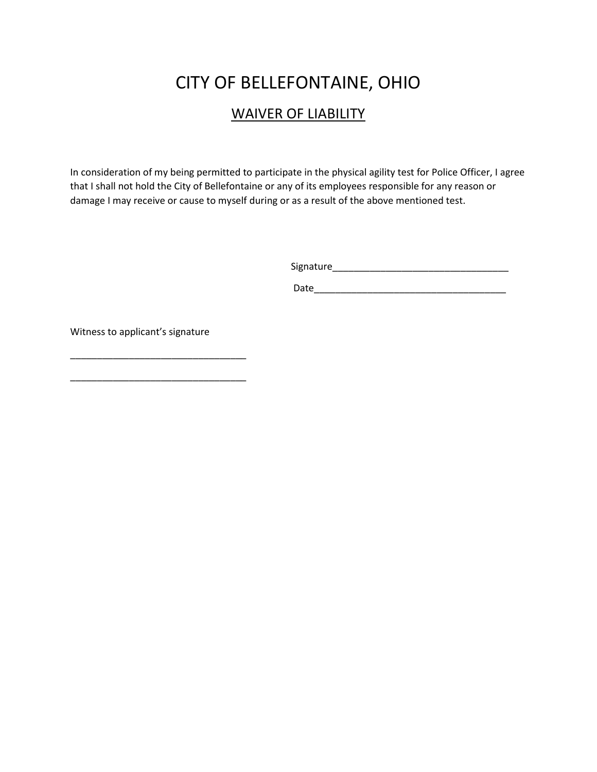# CITY OF BELLEFONTAINE, OHIO

## WAIVER OF LIABILITY

In consideration of my being permitted to participate in the physical agility test for Police Officer, I agree that I shall not hold the City of Bellefontaine or any of its employees responsible for any reason or damage I may receive or cause to myself during or as a result of the above mentioned test.

Signature_________________________________

Date____________________________________

Witness to applicant's signature

________________________________

________________________________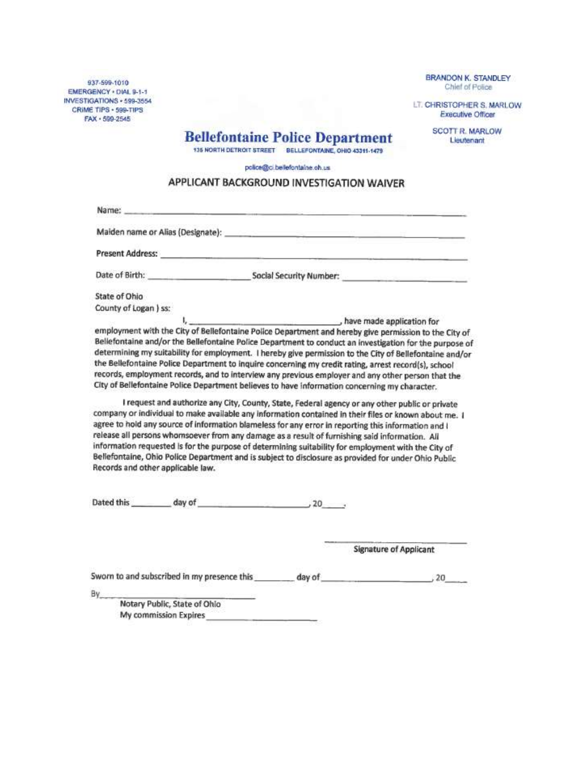937-599-1010
EMERGENCY • DIAL 9-1-1
INVESTIGATIONS • 599-3554
CRIME TIPS • 599-TIPS
FAX • 599-2545

BRANDON K. STANDLEY
Chief of Police

LT. CHRISTOPHER S. MARLOW
Executive Officer

SCOTT R. MARLOW
Lieutenant

# Bellefontaine Police Department

135 NORTH DETROIT STREET BELLEFONTAINE, OHIO 43311-1479

police@ci.bellefontaine.oh.us

## APPLICANT BACKGROUND INVESTIGATION WAIVER

Name: ______________________________________________________________

Maiden name or Alias (Designate): ____________________________________________

Present Address: _______________________________________________________

Date of Birth: ____________________ Social Security Number: ______________________

State of Ohio
County of Logan ) ss:

I, ______________________________, have made application for employment with the City of Bellefontaine Police Department and hereby give permission to the City of Bellefontaine and/or the Bellefontaine Police Department to conduct an investigation for the purpose of determining my suitability for employment. I hereby give permission to the City of Bellefontaine and/or the Bellefontaine Police Department to inquire concerning my credit rating, arrest record(s), school records, employment records, and to interview any previous employer and any other person that the City of Bellefontaine Police Department believes to have information concerning my character.

I request and authorize any City, County, State, Federal agency or any other public or private company or individual to make available any information contained in their files or known about me. I agree to hold any source of information blameless for any error in reporting this information and I release all persons whomsoever from any damage as a result of furnishing said information. All information requested is for the purpose of determining suitability for employment with the City of Bellefontaine, Ohio Police Department and is subject to disclosure as provided for under Ohio Public Records and other applicable law.

Dated this ________ day of ______________________, 20____.

______________________________
Signature of Applicant

Sworn to and subscribed in my presence this ________ day of ______________________, 20____

By______________________________
Notary Public, State of Ohio
My commission Expires ______________________